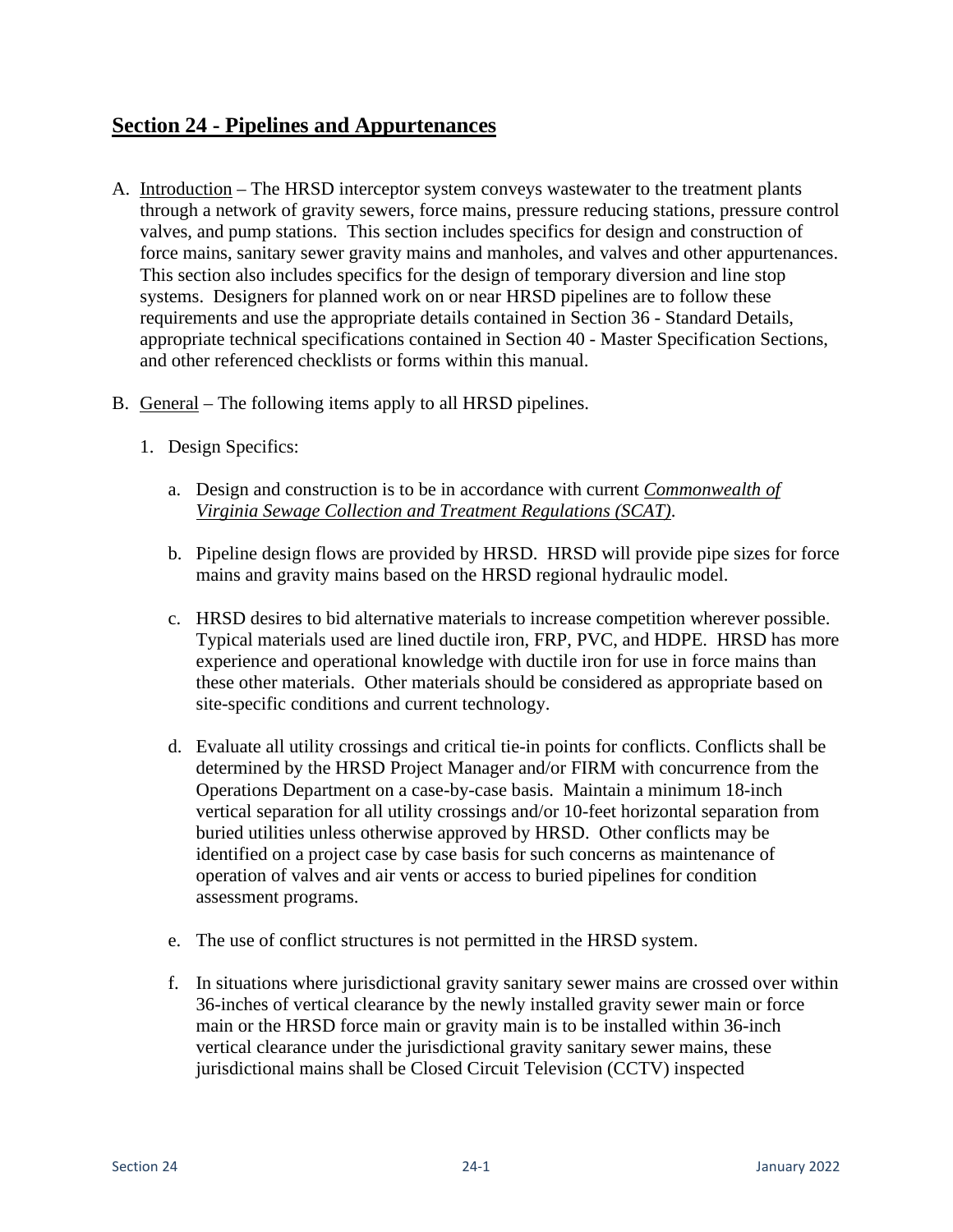## Section 24 - Pipelines and Appurtenances

A. Introduction – The HRSD interceptor system conveys wastewater to the treatment plants through a network of gravity sewers, force mains, pressure reducing stations, pressure control valves, and pump stations. This section includes specifics for design and construction of force mains, sanitary sewer gravity mains and manholes, and valves and other appurtenances. This section also includes specifics for the design of temporary diversion and line stop systems. Designers for planned work on or near HRSD pipelines are to follow these requirements and use the appropriate details contained in Section 36 - Standard Details, appropriate technical specifications contained in Section 40 - Master Specification Sections, and other referenced checklists or forms within this manual.

B. General – The following items apply to all HRSD pipelines.

   1. Design Specifics:

      a. Design and construction is to be in accordance with current *Commonwealth of Virginia Sewage Collection and Treatment Regulations (SCAT)*.

      b. Pipeline design flows are provided by HRSD. HRSD will provide pipe sizes for force mains and gravity mains based on the HRSD regional hydraulic model.

      c. HRSD desires to bid alternative materials to increase competition wherever possible. Typical materials used are lined ductile iron, FRP, PVC, and HDPE. HRSD has more experience and operational knowledge with ductile iron for use in force mains than these other materials. Other materials should be considered as appropriate based on site-specific conditions and current technology.

      d. Evaluate all utility crossings and critical tie-in points for conflicts. Conflicts shall be determined by the HRSD Project Manager and/or FIRM with concurrence from the Operations Department on a case-by-case basis. Maintain a minimum 18-inch vertical separation for all utility crossings and/or 10-feet horizontal separation from buried utilities unless otherwise approved by HRSD. Other conflicts may be identified on a project case by case basis for such concerns as maintenance of operation of valves and air vents or access to buried pipelines for condition assessment programs.

      e. The use of conflict structures is not permitted in the HRSD system.

      f. In situations where jurisdictional gravity sanitary sewer mains are crossed over within 36-inches of vertical clearance by the newly installed gravity sewer main or force main or the HRSD force main or gravity main is to be installed within 36-inch vertical clearance under the jurisdictional gravity sanitary sewer mains, these jurisdictional mains shall be Closed Circuit Television (CCTV) inspected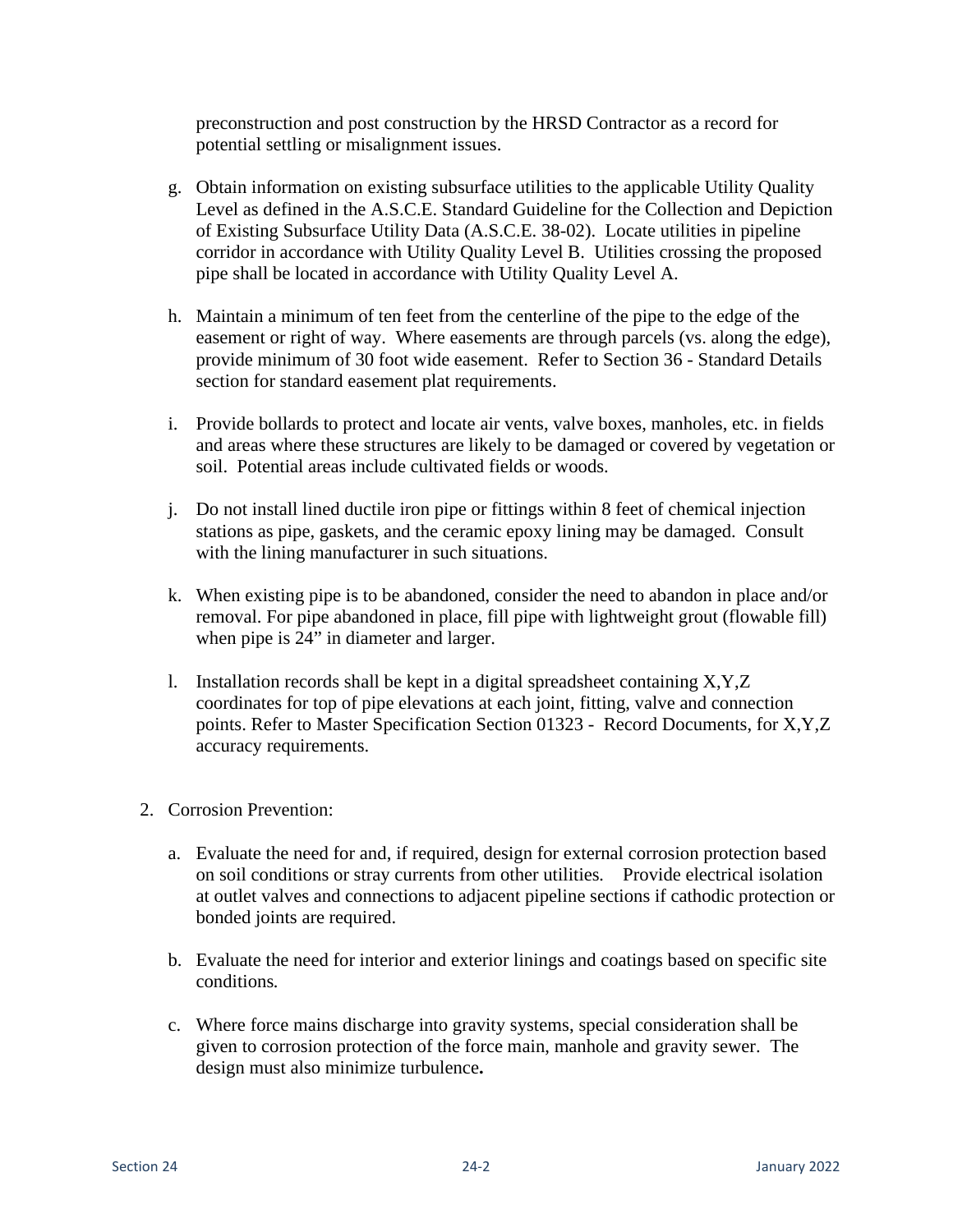preconstruction and post construction by the HRSD Contractor as a record for potential settling or misalignment issues.

g. Obtain information on existing subsurface utilities to the applicable Utility Quality Level as defined in the A.S.C.E. Standard Guideline for the Collection and Depiction of Existing Subsurface Utility Data (A.S.C.E. 38-02). Locate utilities in pipeline corridor in accordance with Utility Quality Level B. Utilities crossing the proposed pipe shall be located in accordance with Utility Quality Level A.

h. Maintain a minimum of ten feet from the centerline of the pipe to the edge of the easement or right of way. Where easements are through parcels (vs. along the edge), provide minimum of 30 foot wide easement. Refer to Section 36 - Standard Details section for standard easement plat requirements.

i. Provide bollards to protect and locate air vents, valve boxes, manholes, etc. in fields and areas where these structures are likely to be damaged or covered by vegetation or soil. Potential areas include cultivated fields or woods.

j. Do not install lined ductile iron pipe or fittings within 8 feet of chemical injection stations as pipe, gaskets, and the ceramic epoxy lining may be damaged. Consult with the lining manufacturer in such situations.

k. When existing pipe is to be abandoned, consider the need to abandon in place and/or removal. For pipe abandoned in place, fill pipe with lightweight grout (flowable fill) when pipe is 24" in diameter and larger.

l. Installation records shall be kept in a digital spreadsheet containing X,Y,Z coordinates for top of pipe elevations at each joint, fitting, valve and connection points. Refer to Master Specification Section 01323 - Record Documents, for X,Y,Z accuracy requirements.

2. Corrosion Prevention:

   a. Evaluate the need for and, if required, design for external corrosion protection based on soil conditions or stray currents from other utilities. Provide electrical isolation at outlet valves and connections to adjacent pipeline sections if cathodic protection or bonded joints are required.

   b. Evaluate the need for interior and exterior linings and coatings based on specific site conditions.

   c. Where force mains discharge into gravity systems, special consideration shall be given to corrosion protection of the force main, manhole and gravity sewer. The design must also minimize turbulence.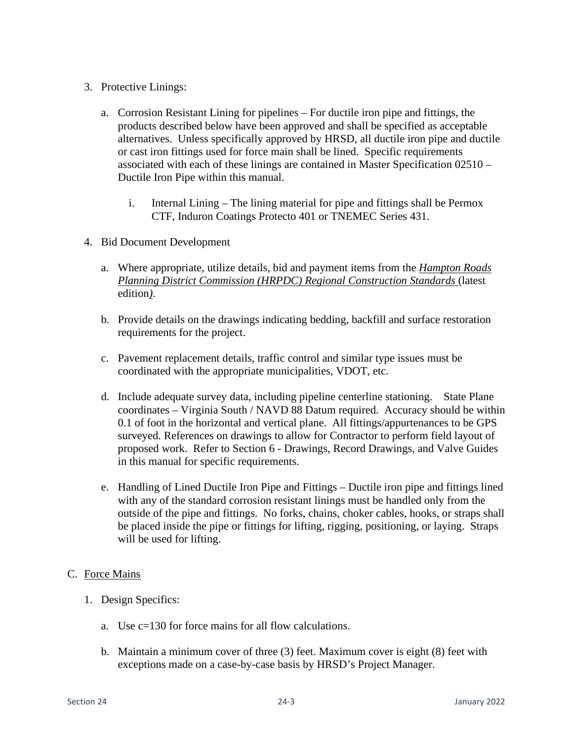3. Protective Linings:

   a. Corrosion Resistant Lining for pipelines – For ductile iron pipe and fittings, the products described below have been approved and shall be specified as acceptable alternatives. Unless specifically approved by HRSD, all ductile iron pipe and ductile or cast iron fittings used for force main shall be lined. Specific requirements associated with each of these linings are contained in Master Specification 02510 – Ductile Iron Pipe within this manual.

      i. Internal Lining – The lining material for pipe and fittings shall be Permox CTF, Induron Coatings Protecto 401 or TNEMEC Series 431.

4. Bid Document Development

   a. Where appropriate, utilize details, bid and payment items from the *Hampton Roads Planning District Commission (HRPDC) Regional Construction Standards* (latest edition*)*.

   b. Provide details on the drawings indicating bedding, backfill and surface restoration requirements for the project.

   c. Pavement replacement details, traffic control and similar type issues must be coordinated with the appropriate municipalities, VDOT, etc.

   d. Include adequate survey data, including pipeline centerline stationing. State Plane coordinates – Virginia South / NAVD 88 Datum required. Accuracy should be within 0.1 of foot in the horizontal and vertical plane. All fittings/appurtenances to be GPS surveyed. References on drawings to allow for Contractor to perform field layout of proposed work. Refer to Section 6 - Drawings, Record Drawings, and Valve Guides in this manual for specific requirements.

   e. Handling of Lined Ductile Iron Pipe and Fittings – Ductile iron pipe and fittings lined with any of the standard corrosion resistant linings must be handled only from the outside of the pipe and fittings. No forks, chains, choker cables, hooks, or straps shall be placed inside the pipe or fittings for lifting, rigging, positioning, or laying. Straps will be used for lifting.

C. Force Mains

1. Design Specifics:

   a. Use c=130 for force mains for all flow calculations.

   b. Maintain a minimum cover of three (3) feet. Maximum cover is eight (8) feet with exceptions made on a case-by-case basis by HRSD's Project Manager.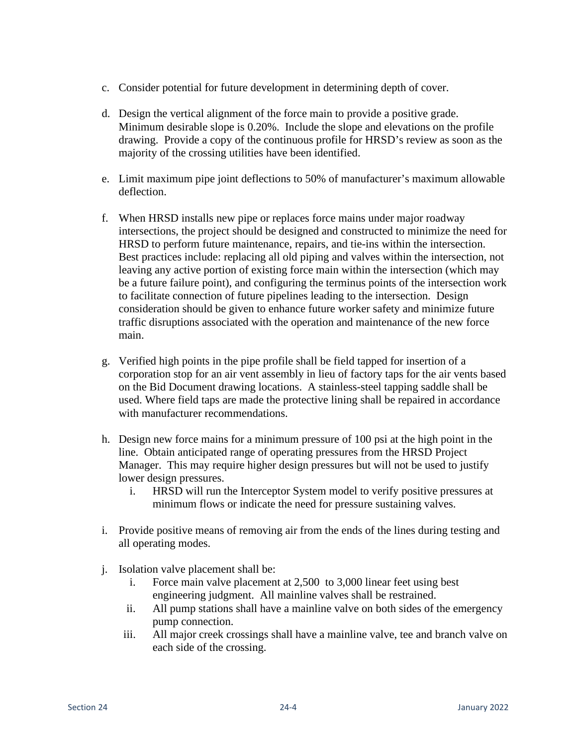c. Consider potential for future development in determining depth of cover.

d. Design the vertical alignment of the force main to provide a positive grade. Minimum desirable slope is 0.20%. Include the slope and elevations on the profile drawing. Provide a copy of the continuous profile for HRSD's review as soon as the majority of the crossing utilities have been identified.

e. Limit maximum pipe joint deflections to 50% of manufacturer's maximum allowable deflection.

f. When HRSD installs new pipe or replaces force mains under major roadway intersections, the project should be designed and constructed to minimize the need for HRSD to perform future maintenance, repairs, and tie-ins within the intersection. Best practices include: replacing all old piping and valves within the intersection, not leaving any active portion of existing force main within the intersection (which may be a future failure point), and configuring the terminus points of the intersection work to facilitate connection of future pipelines leading to the intersection. Design consideration should be given to enhance future worker safety and minimize future traffic disruptions associated with the operation and maintenance of the new force main.

g. Verified high points in the pipe profile shall be field tapped for insertion of a corporation stop for an air vent assembly in lieu of factory taps for the air vents based on the Bid Document drawing locations. A stainless-steel tapping saddle shall be used. Where field taps are made the protective lining shall be repaired in accordance with manufacturer recommendations.

h. Design new force mains for a minimum pressure of 100 psi at the high point in the line. Obtain anticipated range of operating pressures from the HRSD Project Manager. This may require higher design pressures but will not be used to justify lower design pressures.
   i. HRSD will run the Interceptor System model to verify positive pressures at minimum flows or indicate the need for pressure sustaining valves.

i. Provide positive means of removing air from the ends of the lines during testing and all operating modes.

j. Isolation valve placement shall be:
   i. Force main valve placement at 2,500 to 3,000 linear feet using best engineering judgment. All mainline valves shall be restrained.
   ii. All pump stations shall have a mainline valve on both sides of the emergency pump connection.
   iii. All major creek crossings shall have a mainline valve, tee and branch valve on each side of the crossing.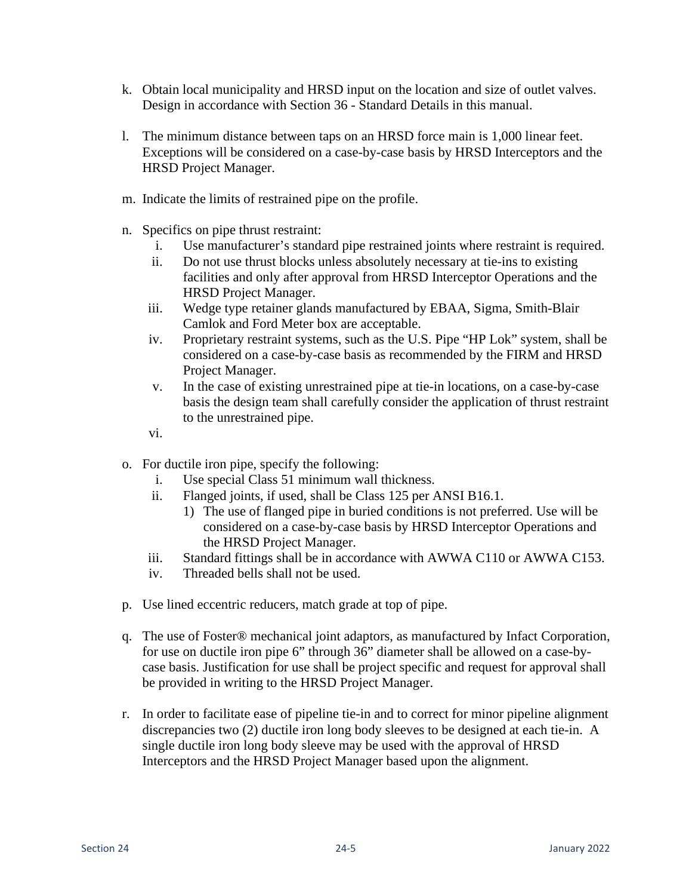k. Obtain local municipality and HRSD input on the location and size of outlet valves. Design in accordance with Section 36 - Standard Details in this manual.

l. The minimum distance between taps on an HRSD force main is 1,000 linear feet. Exceptions will be considered on a case-by-case basis by HRSD Interceptors and the HRSD Project Manager.

m. Indicate the limits of restrained pipe on the profile.

n. Specifics on pipe thrust restraint:
   i. Use manufacturer's standard pipe restrained joints where restraint is required.
   ii. Do not use thrust blocks unless absolutely necessary at tie-ins to existing facilities and only after approval from HRSD Interceptor Operations and the HRSD Project Manager.
   iii. Wedge type retainer glands manufactured by EBAA, Sigma, Smith-Blair Camlok and Ford Meter box are acceptable.
   iv. Proprietary restraint systems, such as the U.S. Pipe "HP Lok" system, shall be considered on a case-by-case basis as recommended by the FIRM and HRSD Project Manager.
   v. In the case of existing unrestrained pipe at tie-in locations, on a case-by-case basis the design team shall carefully consider the application of thrust restraint to the unrestrained pipe.
   vi.

o. For ductile iron pipe, specify the following:
   i. Use special Class 51 minimum wall thickness.
   ii. Flanged joints, if used, shall be Class 125 per ANSI B16.1.
      1) The use of flanged pipe in buried conditions is not preferred. Use will be considered on a case-by-case basis by HRSD Interceptor Operations and the HRSD Project Manager.
   iii. Standard fittings shall be in accordance with AWWA C110 or AWWA C153.
   iv. Threaded bells shall not be used.

p. Use lined eccentric reducers, match grade at top of pipe.

q. The use of Foster® mechanical joint adaptors, as manufactured by Infact Corporation, for use on ductile iron pipe 6" through 36" diameter shall be allowed on a case-by-case basis. Justification for use shall be project specific and request for approval shall be provided in writing to the HRSD Project Manager.

r. In order to facilitate ease of pipeline tie-in and to correct for minor pipeline alignment discrepancies two (2) ductile iron long body sleeves to be designed at each tie-in. A single ductile iron long body sleeve may be used with the approval of HRSD Interceptors and the HRSD Project Manager based upon the alignment.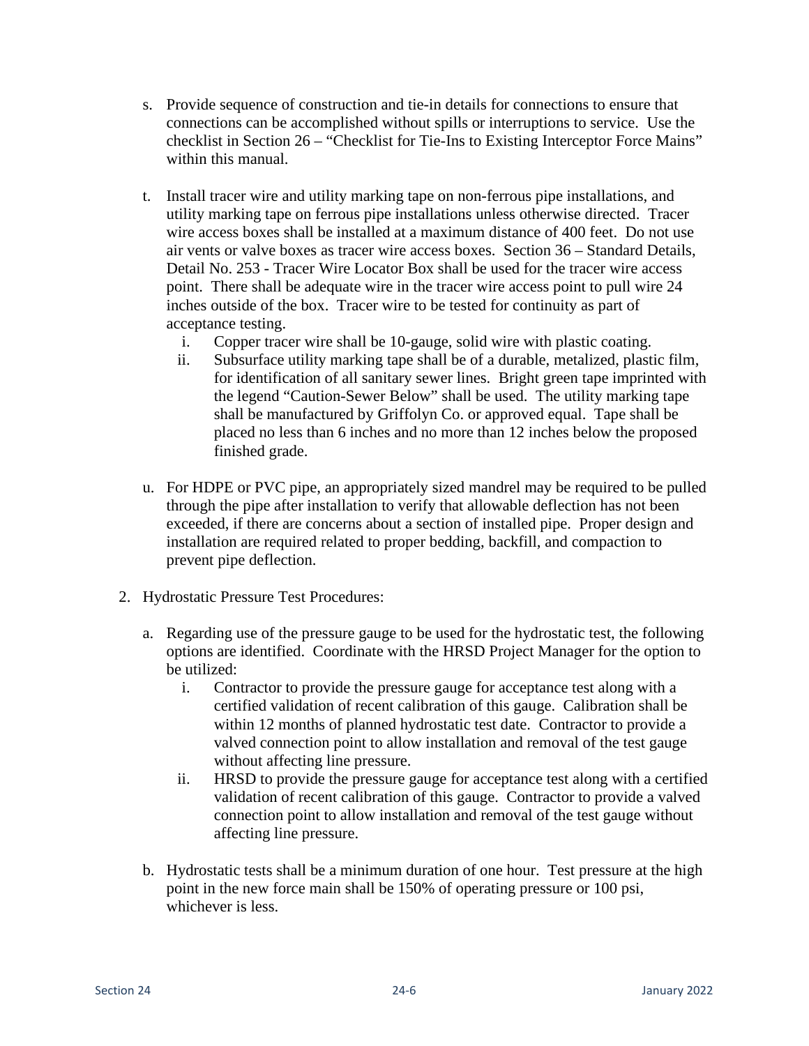s. Provide sequence of construction and tie-in details for connections to ensure that connections can be accomplished without spills or interruptions to service. Use the checklist in Section 26 – "Checklist for Tie-Ins to Existing Interceptor Force Mains" within this manual.

t. Install tracer wire and utility marking tape on non-ferrous pipe installations, and utility marking tape on ferrous pipe installations unless otherwise directed. Tracer wire access boxes shall be installed at a maximum distance of 400 feet. Do not use air vents or valve boxes as tracer wire access boxes. Section 36 – Standard Details, Detail No. 253 - Tracer Wire Locator Box shall be used for the tracer wire access point. There shall be adequate wire in the tracer wire access point to pull wire 24 inches outside of the box. Tracer wire to be tested for continuity as part of acceptance testing.

   i. Copper tracer wire shall be 10-gauge, solid wire with plastic coating.

   ii. Subsurface utility marking tape shall be of a durable, metalized, plastic film, for identification of all sanitary sewer lines. Bright green tape imprinted with the legend "Caution-Sewer Below" shall be used. The utility marking tape shall be manufactured by Griffolyn Co. or approved equal. Tape shall be placed no less than 6 inches and no more than 12 inches below the proposed finished grade.

u. For HDPE or PVC pipe, an appropriately sized mandrel may be required to be pulled through the pipe after installation to verify that allowable deflection has not been exceeded, if there are concerns about a section of installed pipe. Proper design and installation are required related to proper bedding, backfill, and compaction to prevent pipe deflection.

2. Hydrostatic Pressure Test Procedures:

   a. Regarding use of the pressure gauge to be used for the hydrostatic test, the following options are identified. Coordinate with the HRSD Project Manager for the option to be utilized:

      i. Contractor to provide the pressure gauge for acceptance test along with a certified validation of recent calibration of this gauge. Calibration shall be within 12 months of planned hydrostatic test date. Contractor to provide a valved connection point to allow installation and removal of the test gauge without affecting line pressure.

      ii. HRSD to provide the pressure gauge for acceptance test along with a certified validation of recent calibration of this gauge. Contractor to provide a valved connection point to allow installation and removal of the test gauge without affecting line pressure.

   b. Hydrostatic tests shall be a minimum duration of one hour. Test pressure at the high point in the new force main shall be 150% of operating pressure or 100 psi, whichever is less.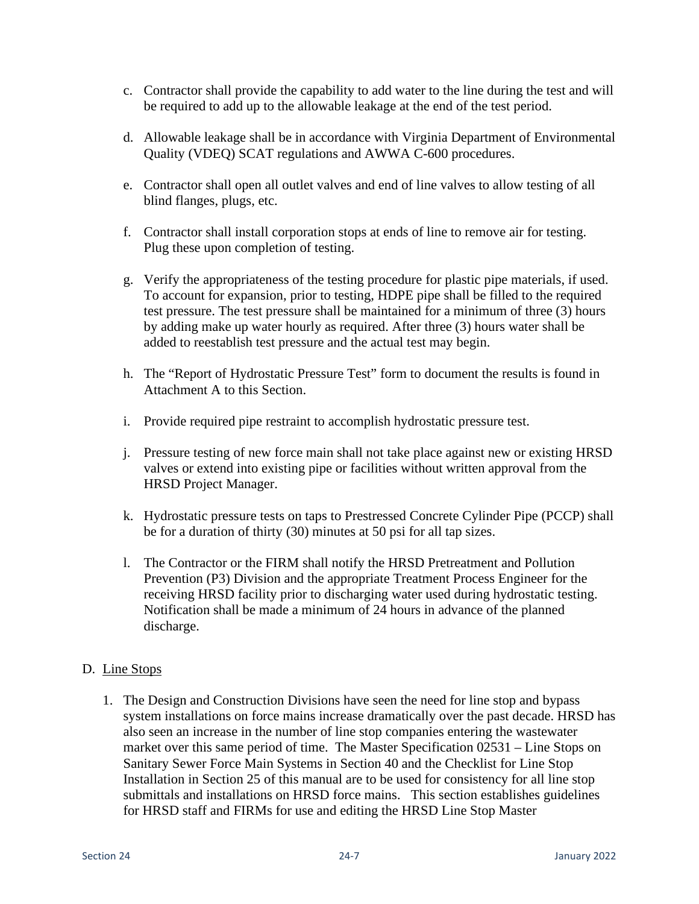c. Contractor shall provide the capability to add water to the line during the test and will be required to add up to the allowable leakage at the end of the test period.

d. Allowable leakage shall be in accordance with Virginia Department of Environmental Quality (VDEQ) SCAT regulations and AWWA C-600 procedures.

e. Contractor shall open all outlet valves and end of line valves to allow testing of all blind flanges, plugs, etc.

f. Contractor shall install corporation stops at ends of line to remove air for testing. Plug these upon completion of testing.

g. Verify the appropriateness of the testing procedure for plastic pipe materials, if used. To account for expansion, prior to testing, HDPE pipe shall be filled to the required test pressure. The test pressure shall be maintained for a minimum of three (3) hours by adding make up water hourly as required. After three (3) hours water shall be added to reestablish test pressure and the actual test may begin.

h. The "Report of Hydrostatic Pressure Test" form to document the results is found in Attachment A to this Section.

i. Provide required pipe restraint to accomplish hydrostatic pressure test.

j. Pressure testing of new force main shall not take place against new or existing HRSD valves or extend into existing pipe or facilities without written approval from the HRSD Project Manager.

k. Hydrostatic pressure tests on taps to Prestressed Concrete Cylinder Pipe (PCCP) shall be for a duration of thirty (30) minutes at 50 psi for all tap sizes.

l. The Contractor or the FIRM shall notify the HRSD Pretreatment and Pollution Prevention (P3) Division and the appropriate Treatment Process Engineer for the receiving HRSD facility prior to discharging water used during hydrostatic testing. Notification shall be made a minimum of 24 hours in advance of the planned discharge.

D. Line Stops

1. The Design and Construction Divisions have seen the need for line stop and bypass system installations on force mains increase dramatically over the past decade. HRSD has also seen an increase in the number of line stop companies entering the wastewater market over this same period of time. The Master Specification 02531 – Line Stops on Sanitary Sewer Force Main Systems in Section 40 and the Checklist for Line Stop Installation in Section 25 of this manual are to be used for consistency for all line stop submittals and installations on HRSD force mains. This section establishes guidelines for HRSD staff and FIRMs for use and editing the HRSD Line Stop Master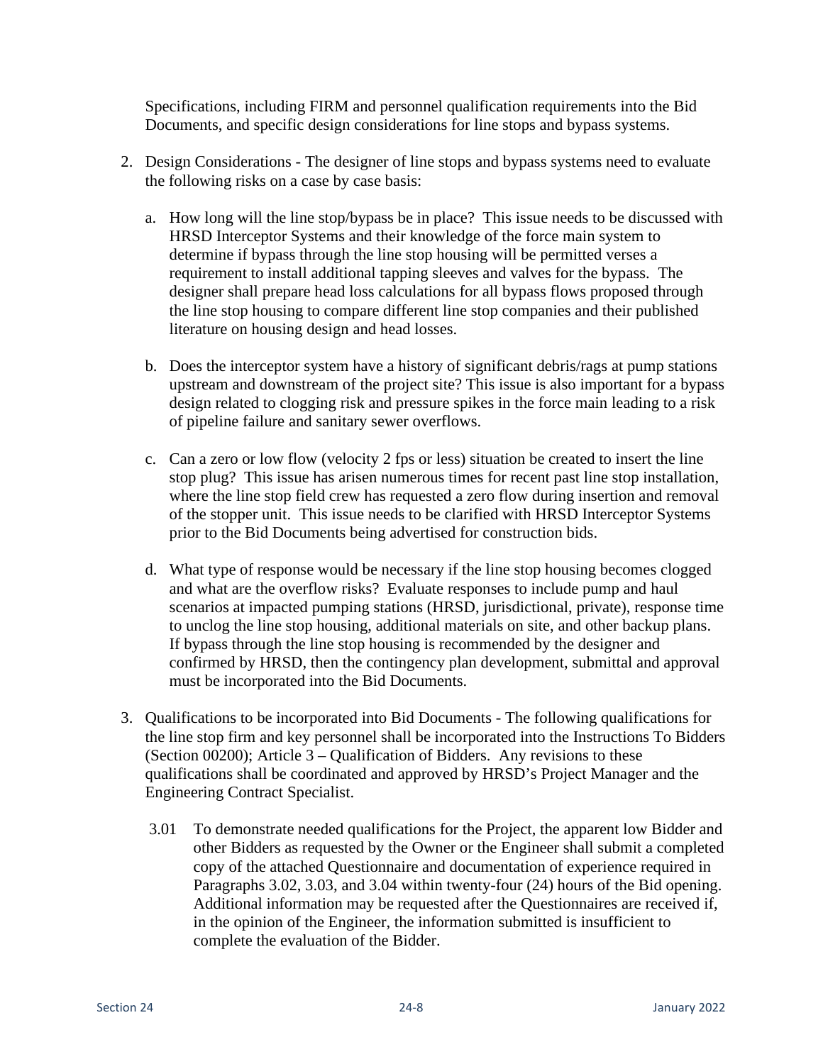Specifications, including FIRM and personnel qualification requirements into the Bid Documents, and specific design considerations for line stops and bypass systems.

2. Design Considerations - The designer of line stops and bypass systems need to evaluate the following risks on a case by case basis:

    a. How long will the line stop/bypass be in place? This issue needs to be discussed with HRSD Interceptor Systems and their knowledge of the force main system to determine if bypass through the line stop housing will be permitted verses a requirement to install additional tapping sleeves and valves for the bypass. The designer shall prepare head loss calculations for all bypass flows proposed through the line stop housing to compare different line stop companies and their published literature on housing design and head losses.

    b. Does the interceptor system have a history of significant debris/rags at pump stations upstream and downstream of the project site? This issue is also important for a bypass design related to clogging risk and pressure spikes in the force main leading to a risk of pipeline failure and sanitary sewer overflows.

    c. Can a zero or low flow (velocity 2 fps or less) situation be created to insert the line stop plug? This issue has arisen numerous times for recent past line stop installation, where the line stop field crew has requested a zero flow during insertion and removal of the stopper unit. This issue needs to be clarified with HRSD Interceptor Systems prior to the Bid Documents being advertised for construction bids.

    d. What type of response would be necessary if the line stop housing becomes clogged and what are the overflow risks? Evaluate responses to include pump and haul scenarios at impacted pumping stations (HRSD, jurisdictional, private), response time to unclog the line stop housing, additional materials on site, and other backup plans. If bypass through the line stop housing is recommended by the designer and confirmed by HRSD, then the contingency plan development, submittal and approval must be incorporated into the Bid Documents.

3. Qualifications to be incorporated into Bid Documents - The following qualifications for the line stop firm and key personnel shall be incorporated into the Instructions To Bidders (Section 00200); Article 3 – Qualification of Bidders. Any revisions to these qualifications shall be coordinated and approved by HRSD's Project Manager and the Engineering Contract Specialist.

    3.01 To demonstrate needed qualifications for the Project, the apparent low Bidder and other Bidders as requested by the Owner or the Engineer shall submit a completed copy of the attached Questionnaire and documentation of experience required in Paragraphs 3.02, 3.03, and 3.04 within twenty-four (24) hours of the Bid opening. Additional information may be requested after the Questionnaires are received if, in the opinion of the Engineer, the information submitted is insufficient to complete the evaluation of the Bidder.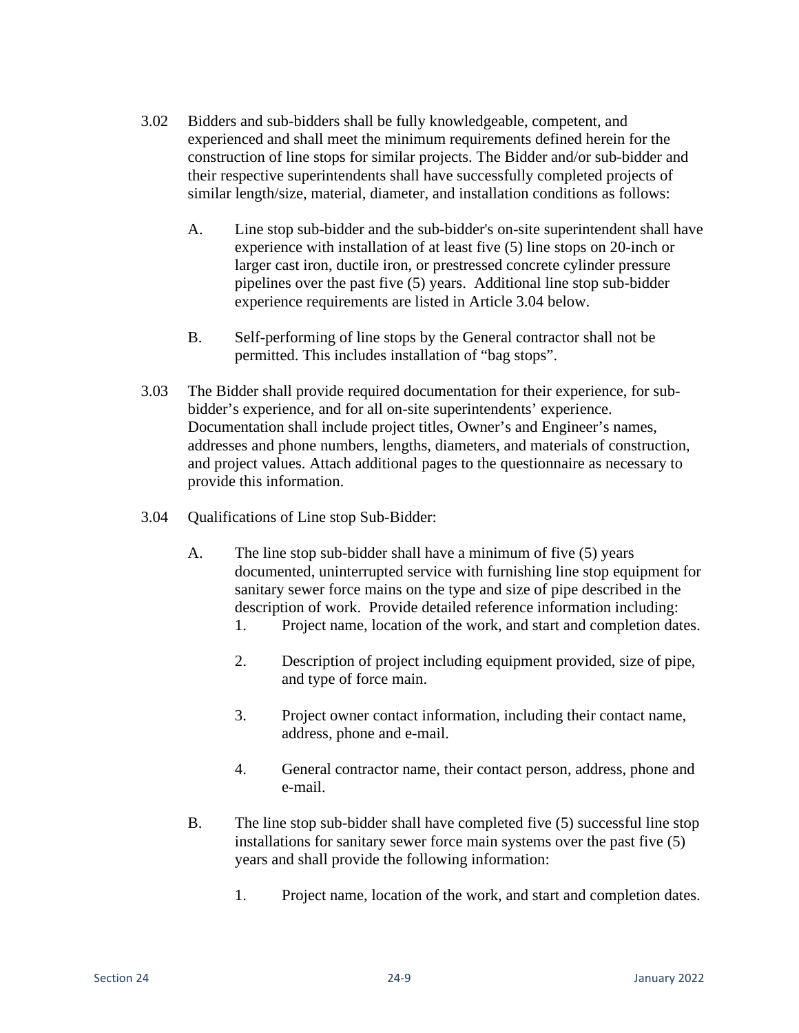3.02 Bidders and sub-bidders shall be fully knowledgeable, competent, and experienced and shall meet the minimum requirements defined herein for the construction of line stops for similar projects. The Bidder and/or sub-bidder and their respective superintendents shall have successfully completed projects of similar length/size, material, diameter, and installation conditions as follows:

   A. Line stop sub-bidder and the sub-bidder's on-site superintendent shall have experience with installation of at least five (5) line stops on 20-inch or larger cast iron, ductile iron, or prestressed concrete cylinder pressure pipelines over the past five (5) years. Additional line stop sub-bidder experience requirements are listed in Article 3.04 below.

   B. Self-performing of line stops by the General contractor shall not be permitted. This includes installation of "bag stops".

3.03 The Bidder shall provide required documentation for their experience, for sub-bidder's experience, and for all on-site superintendents' experience. Documentation shall include project titles, Owner's and Engineer's names, addresses and phone numbers, lengths, diameters, and materials of construction, and project values. Attach additional pages to the questionnaire as necessary to provide this information.

3.04 Qualifications of Line stop Sub-Bidder:

   A. The line stop sub-bidder shall have a minimum of five (5) years documented, uninterrupted service with furnishing line stop equipment for sanitary sewer force mains on the type and size of pipe described in the description of work. Provide detailed reference information including:

      1. Project name, location of the work, and start and completion dates.

      2. Description of project including equipment provided, size of pipe, and type of force main.

      3. Project owner contact information, including their contact name, address, phone and e-mail.

      4. General contractor name, their contact person, address, phone and e-mail.

   B. The line stop sub-bidder shall have completed five (5) successful line stop installations for sanitary sewer force main systems over the past five (5) years and shall provide the following information:

      1. Project name, location of the work, and start and completion dates.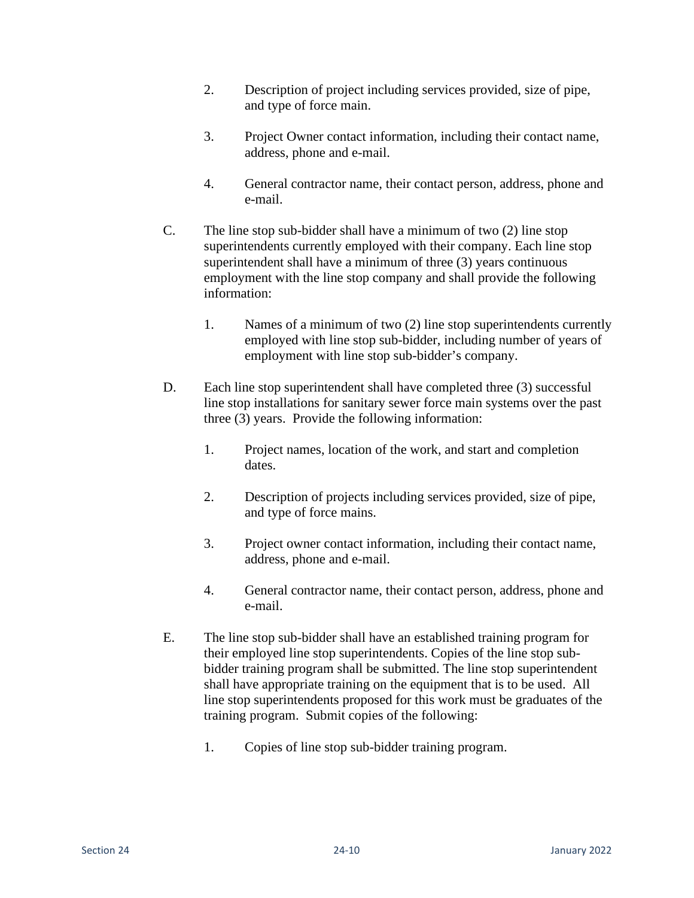2. Description of project including services provided, size of pipe, and type of force main.

3. Project Owner contact information, including their contact name, address, phone and e-mail.

4. General contractor name, their contact person, address, phone and e-mail.

C. The line stop sub-bidder shall have a minimum of two (2) line stop superintendents currently employed with their company. Each line stop superintendent shall have a minimum of three (3) years continuous employment with the line stop company and shall provide the following information:

   1. Names of a minimum of two (2) line stop superintendents currently employed with line stop sub-bidder, including number of years of employment with line stop sub-bidder's company.

D. Each line stop superintendent shall have completed three (3) successful line stop installations for sanitary sewer force main systems over the past three (3) years. Provide the following information:

   1. Project names, location of the work, and start and completion dates.

   2. Description of projects including services provided, size of pipe, and type of force mains.

   3. Project owner contact information, including their contact name, address, phone and e-mail.

   4. General contractor name, their contact person, address, phone and e-mail.

E. The line stop sub-bidder shall have an established training program for their employed line stop superintendents. Copies of the line stop sub-bidder training program shall be submitted. The line stop superintendent shall have appropriate training on the equipment that is to be used. All line stop superintendents proposed for this work must be graduates of the training program. Submit copies of the following:

   1. Copies of line stop sub-bidder training program.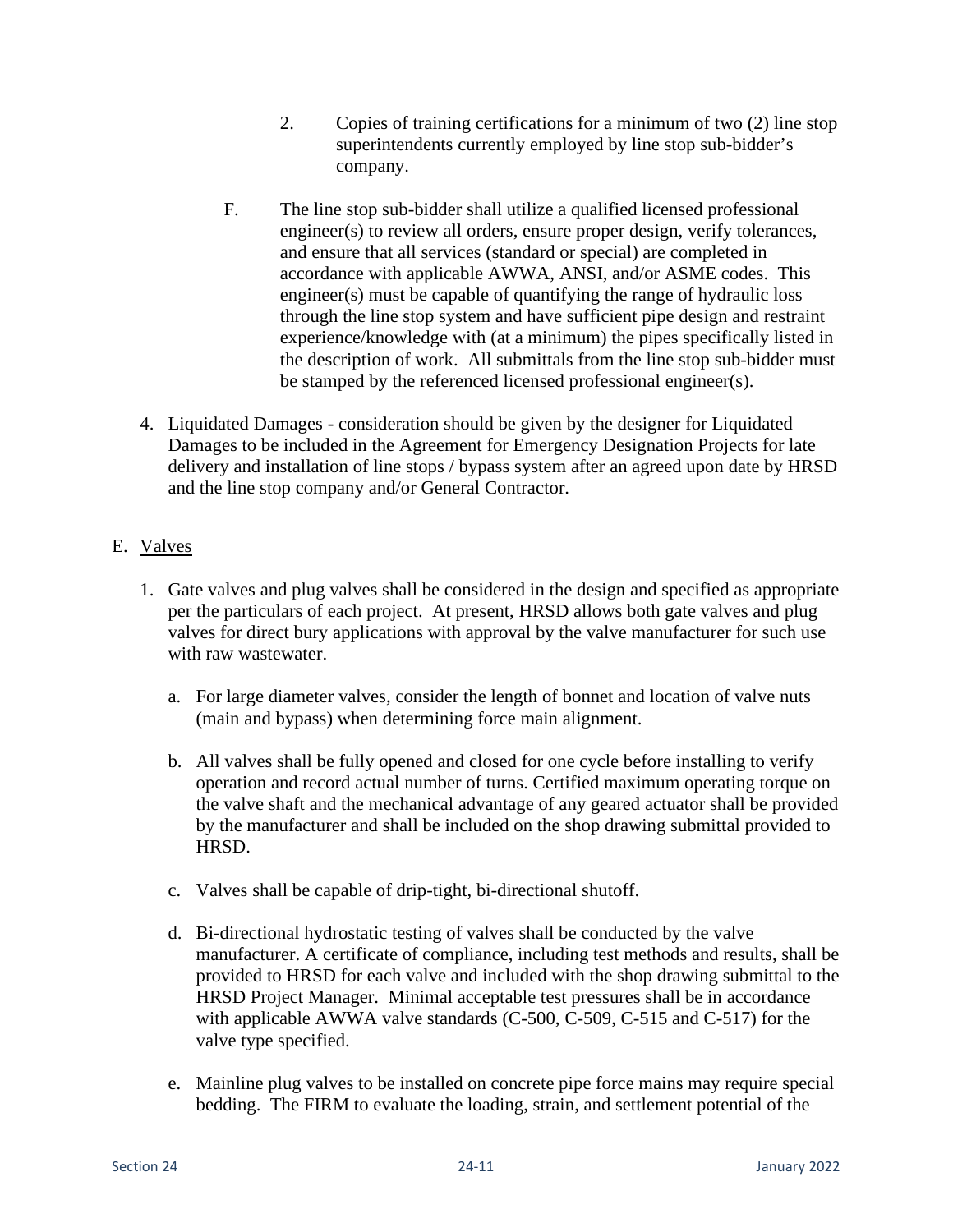2. Copies of training certifications for a minimum of two (2) line stop superintendents currently employed by line stop sub-bidder's company.

F. The line stop sub-bidder shall utilize a qualified licensed professional engineer(s) to review all orders, ensure proper design, verify tolerances, and ensure that all services (standard or special) are completed in accordance with applicable AWWA, ANSI, and/or ASME codes. This engineer(s) must be capable of quantifying the range of hydraulic loss through the line stop system and have sufficient pipe design and restraint experience/knowledge with (at a minimum) the pipes specifically listed in the description of work. All submittals from the line stop sub-bidder must be stamped by the referenced licensed professional engineer(s).

4. Liquidated Damages - consideration should be given by the designer for Liquidated Damages to be included in the Agreement for Emergency Designation Projects for late delivery and installation of line stops / bypass system after an agreed upon date by HRSD and the line stop company and/or General Contractor.

E. <u>Valves</u>

1. Gate valves and plug valves shall be considered in the design and specified as appropriate per the particulars of each project. At present, HRSD allows both gate valves and plug valves for direct bury applications with approval by the valve manufacturer for such use with raw wastewater.

   a. For large diameter valves, consider the length of bonnet and location of valve nuts (main and bypass) when determining force main alignment.

   b. All valves shall be fully opened and closed for one cycle before installing to verify operation and record actual number of turns. Certified maximum operating torque on the valve shaft and the mechanical advantage of any geared actuator shall be provided by the manufacturer and shall be included on the shop drawing submittal provided to HRSD.

   c. Valves shall be capable of drip-tight, bi-directional shutoff.

   d. Bi-directional hydrostatic testing of valves shall be conducted by the valve manufacturer. A certificate of compliance, including test methods and results, shall be provided to HRSD for each valve and included with the shop drawing submittal to the HRSD Project Manager. Minimal acceptable test pressures shall be in accordance with applicable AWWA valve standards (C-500, C-509, C-515 and C-517) for the valve type specified.

   e. Mainline plug valves to be installed on concrete pipe force mains may require special bedding. The FIRM to evaluate the loading, strain, and settlement potential of the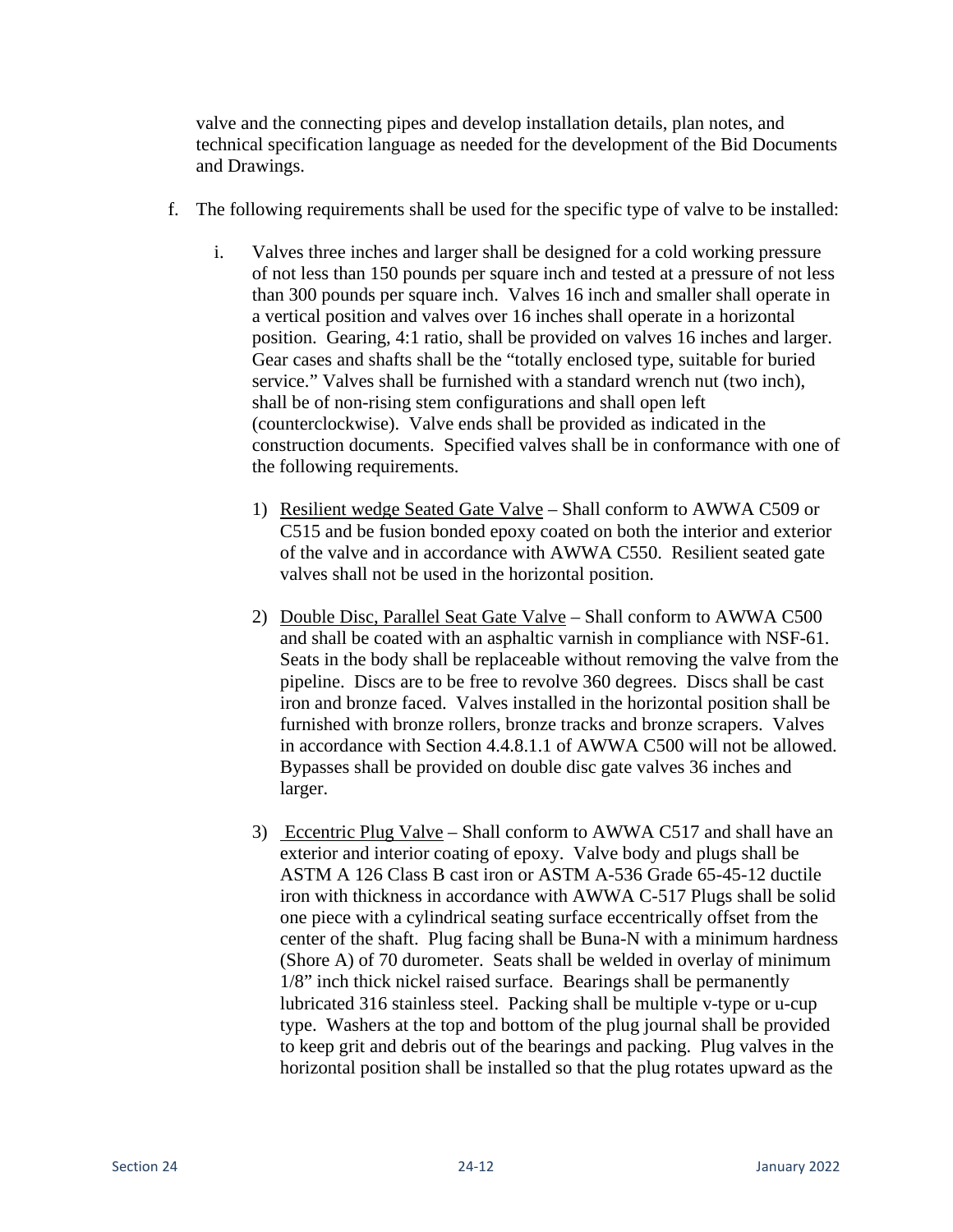valve and the connecting pipes and develop installation details, plan notes, and technical specification language as needed for the development of the Bid Documents and Drawings.

f. The following requirements shall be used for the specific type of valve to be installed:

   i. Valves three inches and larger shall be designed for a cold working pressure of not less than 150 pounds per square inch and tested at a pressure of not less than 300 pounds per square inch. Valves 16 inch and smaller shall operate in a vertical position and valves over 16 inches shall operate in a horizontal position. Gearing, 4:1 ratio, shall be provided on valves 16 inches and larger. Gear cases and shafts shall be the "totally enclosed type, suitable for buried service." Valves shall be furnished with a standard wrench nut (two inch), shall be of non-rising stem configurations and shall open left (counterclockwise). Valve ends shall be provided as indicated in the construction documents. Specified valves shall be in conformance with one of the following requirements.

      1) <u>Resilient wedge Seated Gate Valve</u> – Shall conform to AWWA C509 or C515 and be fusion bonded epoxy coated on both the interior and exterior of the valve and in accordance with AWWA C550. Resilient seated gate valves shall not be used in the horizontal position.

      2) <u>Double Disc, Parallel Seat Gate Valve</u> – Shall conform to AWWA C500 and shall be coated with an asphaltic varnish in compliance with NSF-61. Seats in the body shall be replaceable without removing the valve from the pipeline. Discs are to be free to revolve 360 degrees. Discs shall be cast iron and bronze faced. Valves installed in the horizontal position shall be furnished with bronze rollers, bronze tracks and bronze scrapers. Valves in accordance with Section 4.4.8.1.1 of AWWA C500 will not be allowed. Bypasses shall be provided on double disc gate valves 36 inches and larger.

      3) <u>Eccentric Plug Valve</u> – Shall conform to AWWA C517 and shall have an exterior and interior coating of epoxy. Valve body and plugs shall be ASTM A 126 Class B cast iron or ASTM A-536 Grade 65-45-12 ductile iron with thickness in accordance with AWWA C-517 Plugs shall be solid one piece with a cylindrical seating surface eccentrically offset from the center of the shaft. Plug facing shall be Buna-N with a minimum hardness (Shore A) of 70 durometer. Seats shall be welded in overlay of minimum 1/8" inch thick nickel raised surface. Bearings shall be permanently lubricated 316 stainless steel. Packing shall be multiple v-type or u-cup type. Washers at the top and bottom of the plug journal shall be provided to keep grit and debris out of the bearings and packing. Plug valves in the horizontal position shall be installed so that the plug rotates upward as the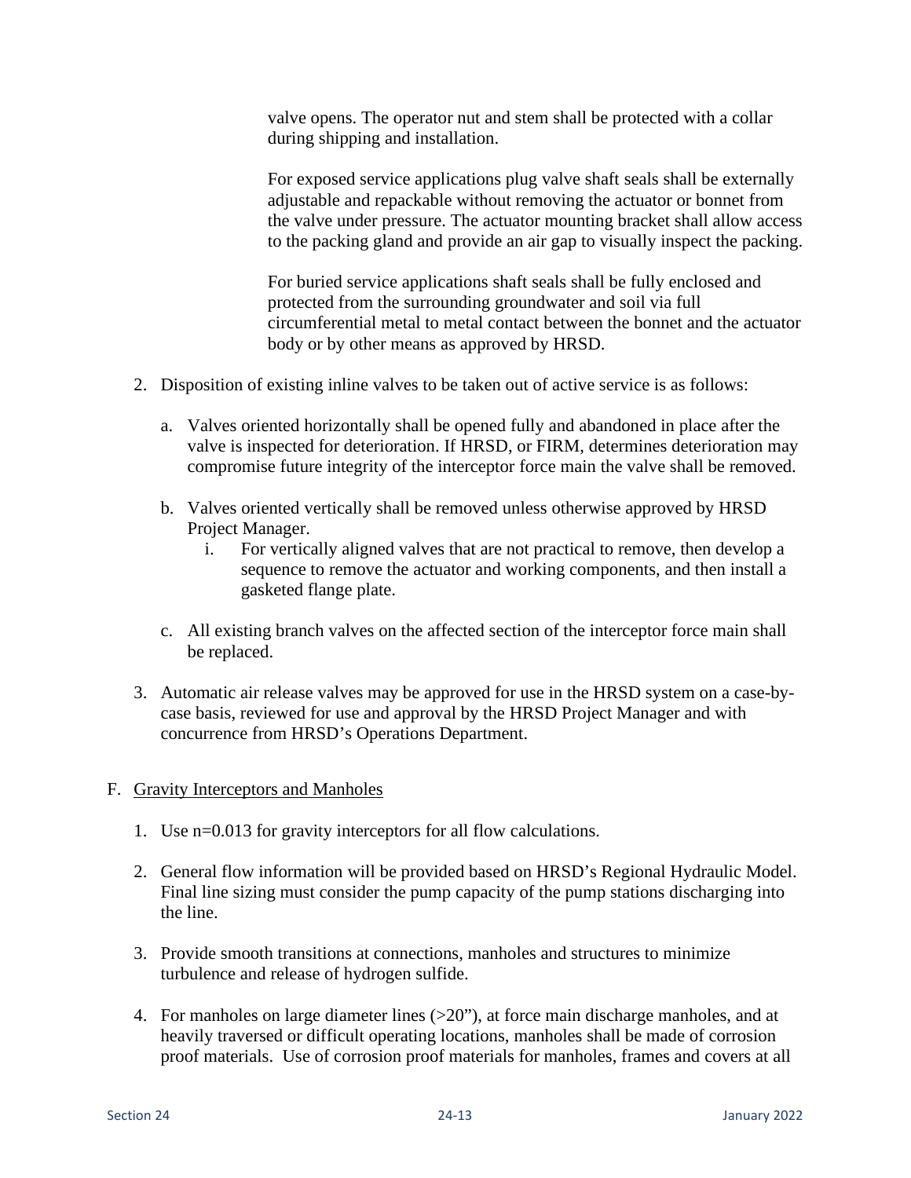valve opens. The operator nut and stem shall be protected with a collar during shipping and installation.

For exposed service applications plug valve shaft seals shall be externally adjustable and repackable without removing the actuator or bonnet from the valve under pressure. The actuator mounting bracket shall allow access to the packing gland and provide an air gap to visually inspect the packing.

For buried service applications shaft seals shall be fully enclosed and protected from the surrounding groundwater and soil via full circumferential metal to metal contact between the bonnet and the actuator body or by other means as approved by HRSD.

2. Disposition of existing inline valves to be taken out of active service is as follows:

   a. Valves oriented horizontally shall be opened fully and abandoned in place after the valve is inspected for deterioration. If HRSD, or FIRM, determines deterioration may compromise future integrity of the interceptor force main the valve shall be removed.

   b. Valves oriented vertically shall be removed unless otherwise approved by HRSD Project Manager.
      i. For vertically aligned valves that are not practical to remove, then develop a sequence to remove the actuator and working components, and then install a gasketed flange plate.

   c. All existing branch valves on the affected section of the interceptor force main shall be replaced.

3. Automatic air release valves may be approved for use in the HRSD system on a case-by-case basis, reviewed for use and approval by the HRSD Project Manager and with concurrence from HRSD's Operations Department.

F. Gravity Interceptors and Manholes

1. Use n=0.013 for gravity interceptors for all flow calculations.

2. General flow information will be provided based on HRSD's Regional Hydraulic Model. Final line sizing must consider the pump capacity of the pump stations discharging into the line.

3. Provide smooth transitions at connections, manholes and structures to minimize turbulence and release of hydrogen sulfide.

4. For manholes on large diameter lines (>20"), at force main discharge manholes, and at heavily traversed or difficult operating locations, manholes shall be made of corrosion proof materials. Use of corrosion proof materials for manholes, frames and covers at all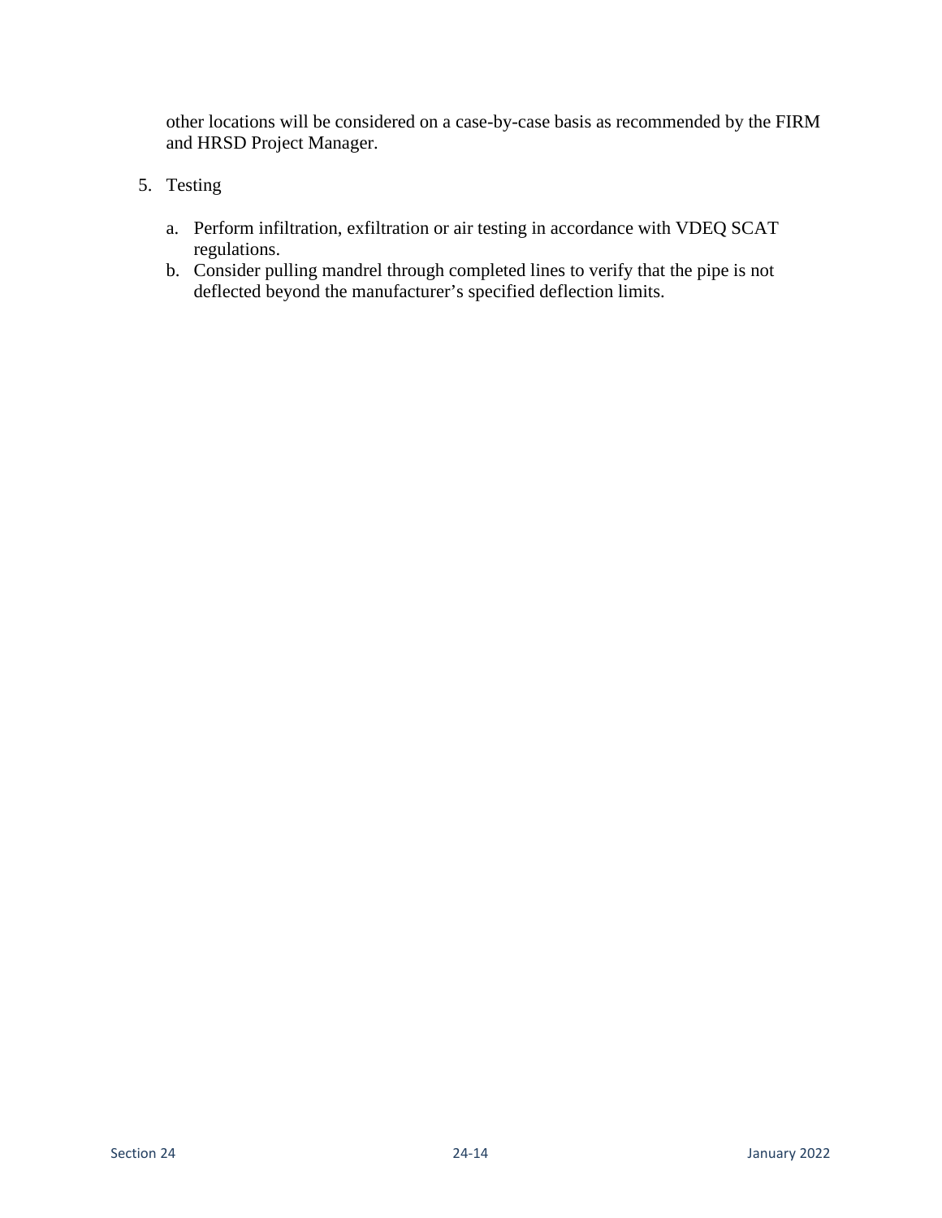other locations will be considered on a case-by-case basis as recommended by the FIRM and HRSD Project Manager.

5. Testing

   a. Perform infiltration, exfiltration or air testing in accordance with VDEQ SCAT regulations.
   b. Consider pulling mandrel through completed lines to verify that the pipe is not deflected beyond the manufacturer's specified deflection limits.